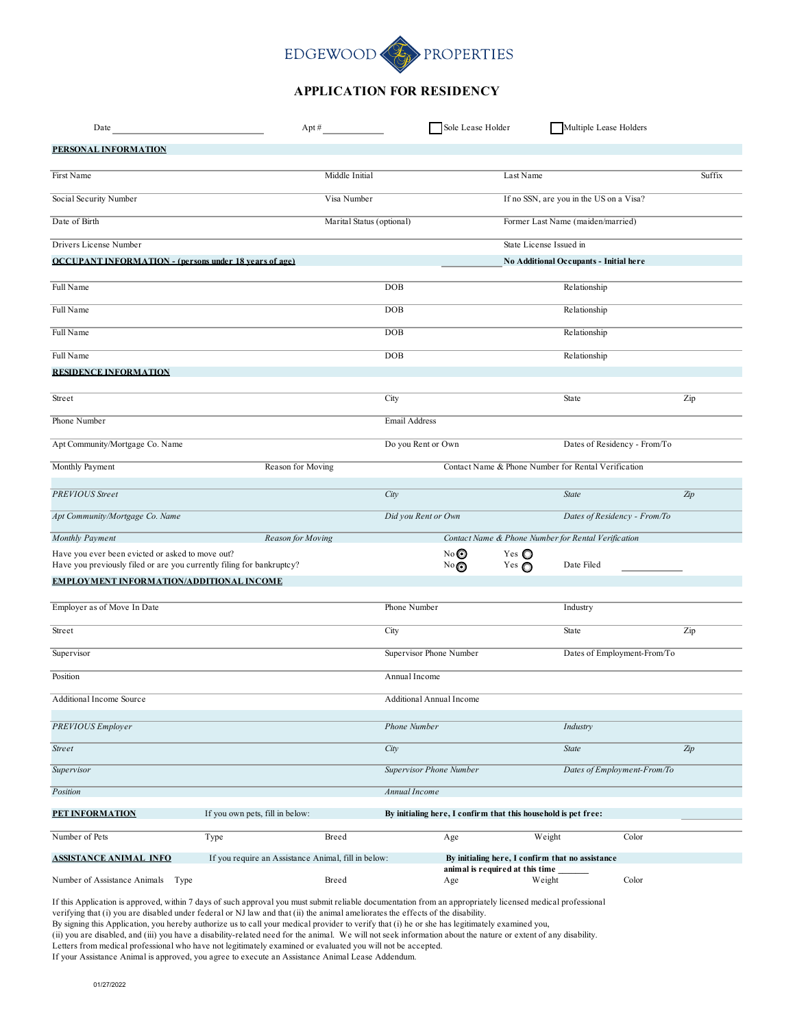EDGEWOOD PROPERTIES

# APPLICATION FOR RESIDENCY

Date ______________________ Apt # __________ ☐ Sole Lease Holder ☐ Multiple Lease Holders

## PERSONAL INFORMATION

| First Name | Middle Initial | Last Name | Suffix |
|---|---|---|---|
| Social Security Number | Visa Number | If no SSN, are you in the US on a Visa? | |
| Date of Birth | Marital Status (optional) | Former Last Name (maiden/married) | |
| Drivers License Number | | State License Issued in | |

## OCCUPANT INFORMATION - (persons under 18 years of age)

__________ **No Additional Occupants - Initial here**

| Full Name | DOB | Relationship |
|---|---|---|
| Full Name | DOB | Relationship |
| Full Name | DOB | Relationship |
| Full Name | DOB | Relationship |

## RESIDENCE INFORMATION

| Street | | City | State | Zip |
|---|---|---|---|---|
| Phone Number | | Email Address | | |
| Apt Community/Mortgage Co. Name | | Do you Rent or Own | Dates of Residency - From/To | |
| Monthly Payment | Reason for Moving | Contact Name & Phone Number for Rental Verification | | |
| *PREVIOUS Street* | | *City* | *State* | *Zip* |
| *Apt Community/Mortgage Co. Name* | | *Did you Rent or Own* | *Dates of Residency - From/To* | |
| *Monthly Payment* | *Reason for Moving* | *Contact Name & Phone Number for Rental Verification* | | |

Have you ever been evicted or asked to move out? No ◉ Yes ○

Have you previously filed or are you currently filing for bankruptcy? No ◉ Yes ○ Date Filed __________

## EMPLOYMENT INFORMATION/ADDITIONAL INCOME

| Employer as of Move In Date | Phone Number | Industry | |
|---|---|---|---|
| Street | City | State | Zip |
| Supervisor | Supervisor Phone Number | Dates of Employment-From/To | |
| Position | Annual Income | | |
| Additional Income Source | Additional Annual Income | | |
| *PREVIOUS Employer* | *Phone Number* | *Industry* | |
| *Street* | *City* | *State* | *Zip* |
| *Supervisor* | *Supervisor Phone Number* | *Dates of Employment-From/To* | |
| *Position* | *Annual Income* | | |

## PET INFORMATION

If you own pets, fill in below: **By initialing here, I confirm that this household is pet free:** __________

| Number of Pets | Type | Breed | Age | Weight | Color |
|---|---|---|---|---|---|

## ASSISTANCE ANIMAL INFO

If you require an Assistance Animal, fill in below: **By initialing here, I confirm that no assistance animal is required at this time** ______

| Number of Assistance Animals | Type | Breed | Age | Weight | Color |
|---|---|---|---|---|---|

If this Application is approved, within 7 days of such approval you must submit reliable documentation from an appropriately licensed medical professional verifying that (i) you are disabled under federal or NJ law and that (ii) the animal ameliorates the effects of the disability.
By signing this Application, you hereby authorize us to call your medical provider to verify that (i) he or she has legitimately examined you, (ii) you are disabled, and (iii) you have a disability-related need for the animal. We will not seek information about the nature or extent of any disability.
Letters from medical professional who have not legitimately examined or evaluated you will not be accepted.
If your Assistance Animal is approved, you agree to execute an Assistance Animal Lease Addendum.

01/27/2022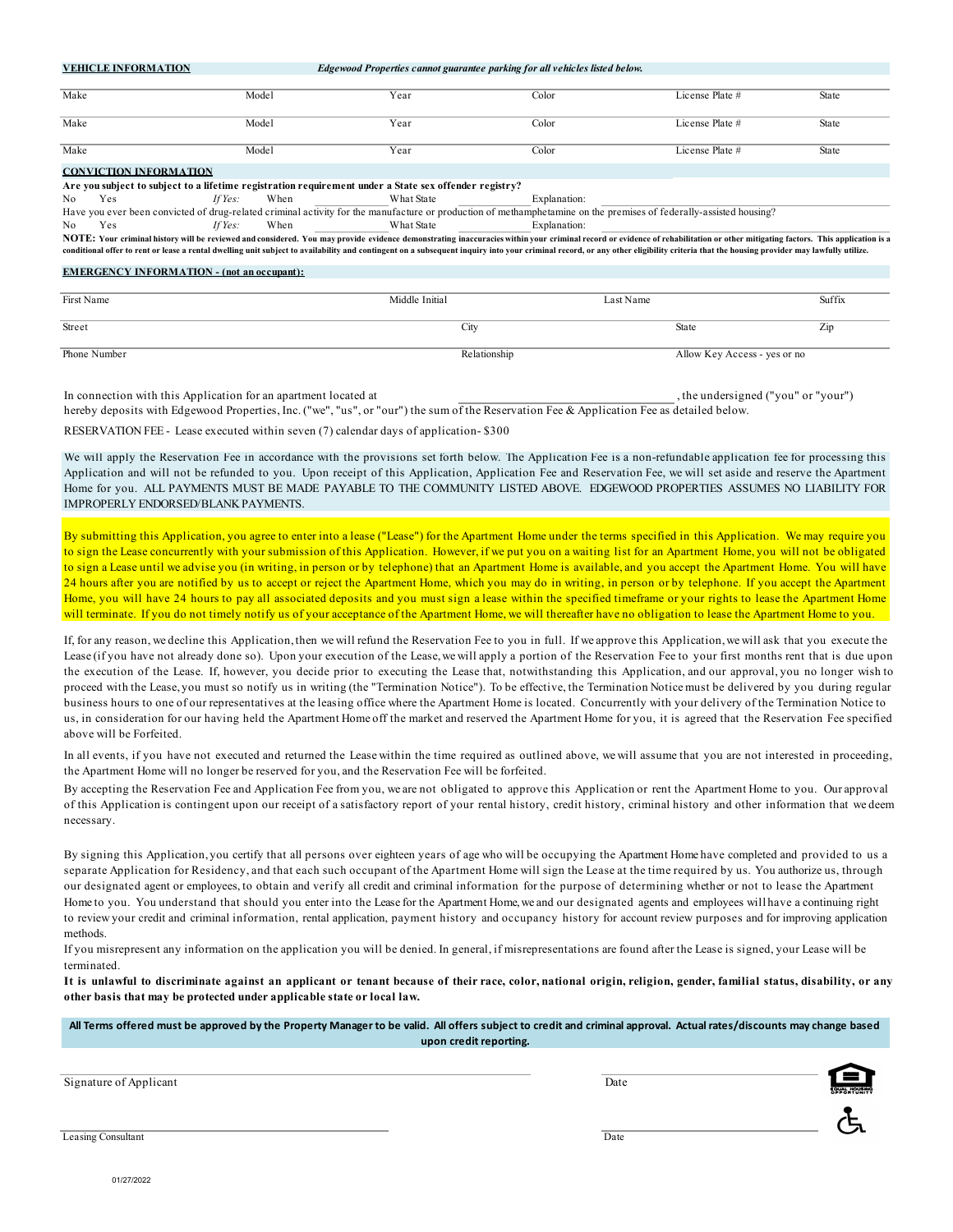**VEHICLE INFORMATION** *Edgewood Properties cannot guarantee parking for all vehicles listed below.*

| Make | Model | Year | Color | License Plate # | State |
|---|---|---|---|---|---|
| Make | Model | Year | Color | License Plate # | State |
| Make | Model | Year | Color | License Plate # | State |

**CONVICTION INFORMATION**

**Are you subject to subject to a lifetime registration requirement under a State sex offender registry?**

No Yes *If Yes:* When What State Explanation:

Have you ever been convicted of drug-related criminal activity for the manufacture or production of methamphetamine on the premises of federally-assisted housing?

No Yes *If Yes:* When What State Explanation:

**NOTE: Your criminal history will be reviewed and considered. You may provide evidence demonstrating inaccuracies within your criminal record or evidence of rehabilitation or other mitigating factors. This application is a conditional offer to rent or lease a rental dwelling unit subject to availability and contingent on a subsequent inquiry into your criminal record, or any other eligibility criteria that the housing provider may lawfully utilize.**

**EMERGENCY INFORMATION - (not an occupant):**

| First Name | Middle Initial | Last Name | Suffix |
|---|---|---|---|
| Street | City | State | Zip |
| Phone Number | Relationship | Allow Key Access - yes or no | |

In connection with this Application for an apartment located at \_\_\_\_\_\_\_\_\_\_\_\_\_\_\_\_\_\_\_\_\_\_\_\_\_\_\_\_\_\_, the undersigned ("you" or "your") hereby deposits with Edgewood Properties, Inc. ("we", "us", or "our") the sum of the Reservation Fee & Application Fee as detailed below.

RESERVATION FEE - Lease executed within seven (7) calendar days of application- $300

We will apply the Reservation Fee in accordance with the provisions set forth below. The Application Fee is a non-refundable application fee for processing this Application and will not be refunded to you. Upon receipt of this Application, Application Fee and Reservation Fee, we will set aside and reserve the Apartment Home for you. ALL PAYMENTS MUST BE MADE PAYABLE TO THE COMMUNITY LISTED ABOVE. EDGEWOOD PROPERTIES ASSUMES NO LIABILITY FOR IMPROPERLY ENDORSED/BLANK PAYMENTS.

By submitting this Application, you agree to enter into a lease ("Lease") for the Apartment Home under the terms specified in this Application. We may require you to sign the Lease concurrently with your submission of this Application. However, if we put you on a waiting list for an Apartment Home, you will not be obligated to sign a Lease until we advise you (in writing, in person or by telephone) that an Apartment Home is available, and you accept the Apartment Home. You will have 24 hours after you are notified by us to accept or reject the Apartment Home, which you may do in writing, in person or by telephone. If you accept the Apartment Home, you will have 24 hours to pay all associated deposits and you must sign a lease within the specified timeframe or your rights to lease the Apartment Home will terminate. If you do not timely notify us of your acceptance of the Apartment Home, we will thereafter have no obligation to lease the Apartment Home to you.

If, for any reason, we decline this Application, then we will refund the Reservation Fee to you in full. If we approve this Application, we will ask that you execute the Lease (if you have not already done so). Upon your execution of the Lease, we will apply a portion of the Reservation Fee to your first months rent that is due upon the execution of the Lease. If, however, you decide prior to executing the Lease that, notwithstanding this Application, and our approval, you no longer wish to proceed with the Lease, you must so notify us in writing (the "Termination Notice"). To be effective, the Termination Notice must be delivered by you during regular business hours to one of our representatives at the leasing office where the Apartment Home is located. Concurrently with your delivery of the Termination Notice to us, in consideration for our having held the Apartment Home off the market and reserved the Apartment Home for you, it is agreed that the Reservation Fee specified above will be Forfeited.

In all events, if you have not executed and returned the Lease within the time required as outlined above, we will assume that you are not interested in proceeding, the Apartment Home will no longer be reserved for you, and the Reservation Fee will be forfeited.

By accepting the Reservation Fee and Application Fee from you, we are not obligated to approve this Application or rent the Apartment Home to you. Our approval of this Application is contingent upon our receipt of a satisfactory report of your rental history, credit history, criminal history and other information that we deem necessary.

By signing this Application, you certify that all persons over eighteen years of age who will be occupying the Apartment Home have completed and provided to us a separate Application for Residency, and that each such occupant of the Apartment Home will sign the Lease at the time required by us. You authorize us, through our designated agent or employees, to obtain and verify all credit and criminal information for the purpose of determining whether or not to lease the Apartment Home to you. You understand that should you enter into the Lease for the Apartment Home, we and our designated agents and employees will have a continuing right to review your credit and criminal information, rental application, payment history and occupancy history for account review purposes and for improving application methods.

If you misrepresent any information on the application you will be denied. In general, if misrepresentations are found after the Lease is signed, your Lease will be terminated.

**It is unlawful to discriminate against an applicant or tenant because of their race, color, national origin, religion, gender, familial status, disability, or any other basis that may be protected under applicable state or local law.**

**All Terms offered must be approved by the Property Manager to be valid. All offers subject to credit and criminal approval. Actual rates/discounts may change based upon credit reporting.**

Signature of Applicant \_\_\_\_\_\_\_\_\_\_\_\_\_\_\_\_\_\_\_\_ Date \_\_\_\_\_\_\_\_\_\_

Leasing Consultant \_\_\_\_\_\_\_\_\_\_\_\_\_\_\_\_\_\_\_\_ Date \_\_\_\_\_\_\_\_\_\_

01/27/2022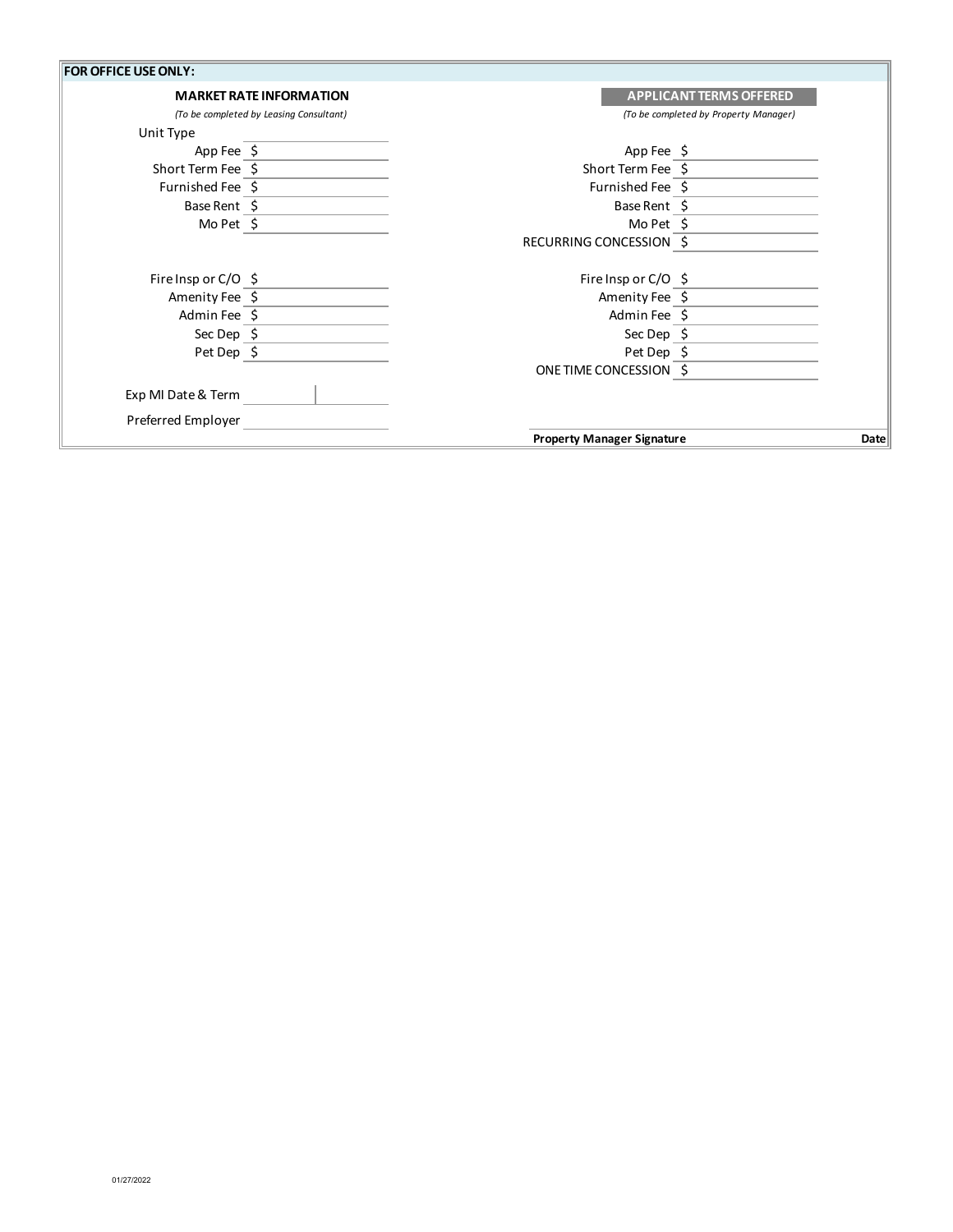**FOR OFFICE USE ONLY:**

| MARKET RATE INFORMATION | | APPLICANT TERMS OFFERED | |
|---|---|---|---|
| *(To be completed by Leasing Consultant)* | | *(To be completed by Property Manager)* | |
| Unit Type | | | |
| App Fee | $ | App Fee | $ |
| Short Term Fee | $ | Short Term Fee | $ |
| Furnished Fee | $ | Furnished Fee | $ |
| Base Rent | $ | Base Rent | $ |
| Mo Pet | $ | Mo Pet | $ |
| | | RECURRING CONCESSION | $ |
| Fire Insp or C/O | $ | Fire Insp or C/O | $ |
| Amenity Fee | $ | Amenity Fee | $ |
| Admin Fee | $ | Admin Fee | $ |
| Sec Dep | $ | Sec Dep | $ |
| Pet Dep | $ | Pet Dep | $ |
| | | ONE TIME CONCESSION | $ |
| Exp MI Date & Term | | | |
| Preferred Employer | | | |

**Property Manager Signature** **Date**

01/27/2022